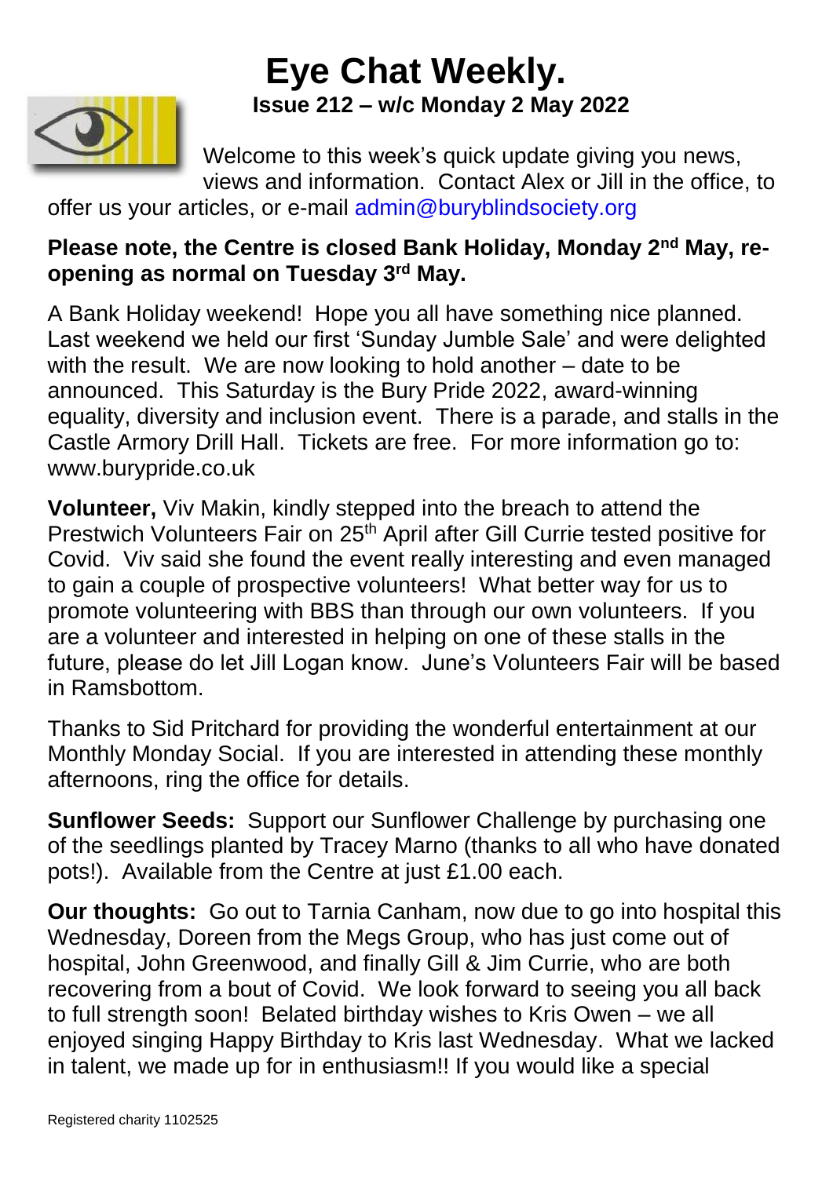# Eye Chat Weekly.

**Issue 212 – w/c Monday 2 May 2022**

Welcome to this week's quick update giving you news, views and information. Contact Alex or Jill in the office, to offer us your articles, or e-mail admin@buryblindsociety.org

**Please note, the Centre is closed Bank Holiday, Monday 2nd May, re-opening as normal on Tuesday 3rd May.**

A Bank Holiday weekend! Hope you all have something nice planned. Last weekend we held our first 'Sunday Jumble Sale' and were delighted with the result. We are now looking to hold another – date to be announced. This Saturday is the Bury Pride 2022, award-winning equality, diversity and inclusion event. There is a parade, and stalls in the Castle Armory Drill Hall. Tickets are free. For more information go to: www.burypride.co.uk

**Volunteer,** Viv Makin, kindly stepped into the breach to attend the Prestwich Volunteers Fair on 25th April after Gill Currie tested positive for Covid. Viv said she found the event really interesting and even managed to gain a couple of prospective volunteers! What better way for us to promote volunteering with BBS than through our own volunteers. If you are a volunteer and interested in helping on one of these stalls in the future, please do let Jill Logan know. June's Volunteers Fair will be based in Ramsbottom.

Thanks to Sid Pritchard for providing the wonderful entertainment at our Monthly Monday Social. If you are interested in attending these monthly afternoons, ring the office for details.

**Sunflower Seeds:** Support our Sunflower Challenge by purchasing one of the seedlings planted by Tracey Marno (thanks to all who have donated pots!). Available from the Centre at just £1.00 each.

**Our thoughts:** Go out to Tarnia Canham, now due to go into hospital this Wednesday, Doreen from the Megs Group, who has just come out of hospital, John Greenwood, and finally Gill & Jim Currie, who are both recovering from a bout of Covid. We look forward to seeing you all back to full strength soon! Belated birthday wishes to Kris Owen – we all enjoyed singing Happy Birthday to Kris last Wednesday. What we lacked in talent, we made up for in enthusiasm!! If you would like a special

Registered charity 1102525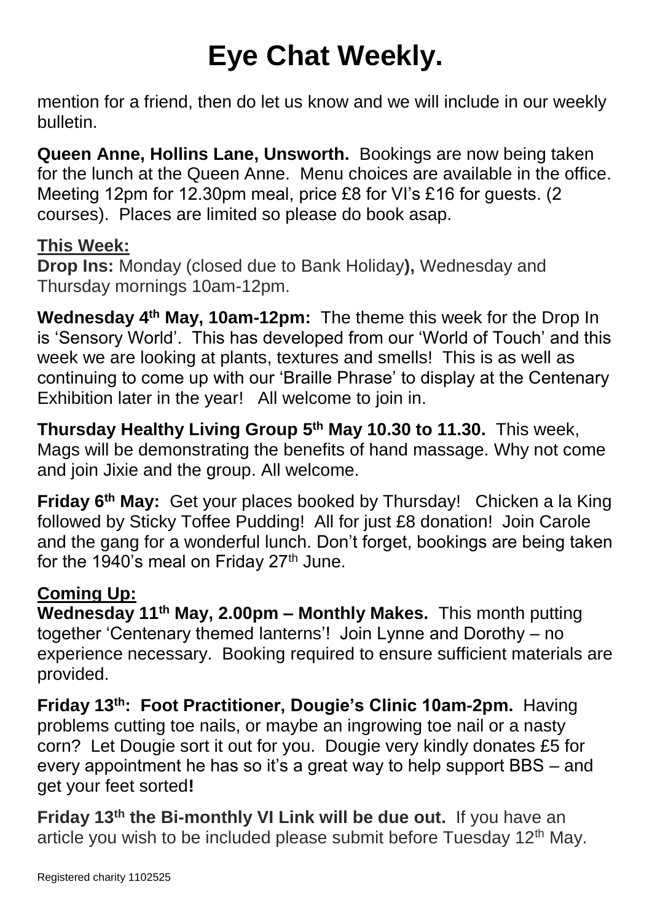# Eye Chat Weekly.

mention for a friend, then do let us know and we will include in our weekly bulletin.

**Queen Anne, Hollins Lane, Unsworth.** Bookings are now being taken for the lunch at the Queen Anne. Menu choices are available in the office. Meeting 12pm for 12.30pm meal, price £8 for VI's £16 for guests. (2 courses). Places are limited so please do book asap.

## This Week:

**Drop Ins:** Monday (closed due to Bank Holiday**),** Wednesday and Thursday mornings 10am-12pm.

**Wednesday 4th May, 10am-12pm:** The theme this week for the Drop In is 'Sensory World'. This has developed from our 'World of Touch' and this week we are looking at plants, textures and smells! This is as well as continuing to come up with our 'Braille Phrase' to display at the Centenary Exhibition later in the year! All welcome to join in.

**Thursday Healthy Living Group 5th May 10.30 to 11.30.** This week, Mags will be demonstrating the benefits of hand massage. Why not come and join Jixie and the group. All welcome.

**Friday 6th May:** Get your places booked by Thursday! Chicken a la King followed by Sticky Toffee Pudding! All for just £8 donation! Join Carole and the gang for a wonderful lunch. Don't forget, bookings are being taken for the 1940's meal on Friday 27th June.

## Coming Up:

**Wednesday 11th May, 2.00pm – Monthly Makes.** This month putting together 'Centenary themed lanterns'! Join Lynne and Dorothy – no experience necessary. Booking required to ensure sufficient materials are provided.

**Friday 13th: Foot Practitioner, Dougie's Clinic 10am-2pm.** Having problems cutting toe nails, or maybe an ingrowing toe nail or a nasty corn? Let Dougie sort it out for you. Dougie very kindly donates £5 for every appointment he has so it's a great way to help support BBS – and get your feet sorted**!**

**Friday 13th the Bi-monthly VI Link will be due out.** If you have an article you wish to be included please submit before Tuesday 12th May.

Registered charity 1102525